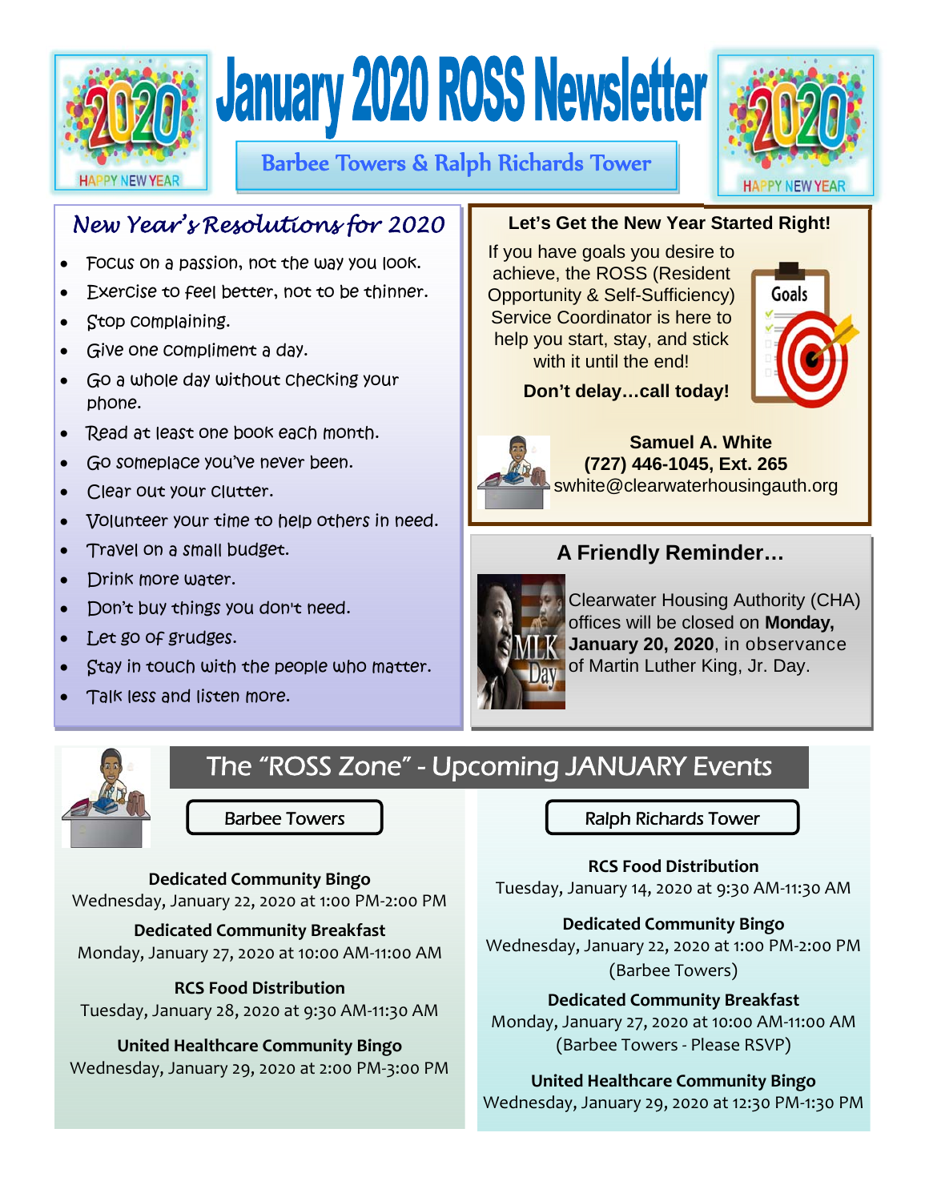# January 2020 ROSS Newsletter

## Barbee Towers & Ralph Richards Tower

### *New Year's Resolutions for 2020*

- Focus on a passion, not the way you look.
- Exercise to feel better, not to be thinner.
- Stop complaining.
- Give one compliment a day.
- Go a whole day without checking your phone.
- Read at least one book each month.
- Go someplace you've never been.
- Clear out your clutter.
- Volunteer your time to help others in need.
- Travel on a small budget.
- Drink more water.
- Don't buy things you don't need.
- Let go of grudges.
- Stay in touch with the people who matter.
- Talk less and listen more.

### Let's Get the New Year Started Right!

If you have goals you desire to achieve, the ROSS (Resident Opportunity & Self-Sufficiency) Service Coordinator is here to help you start, stay, and stick with it until the end!

**Don't delay…call today!**

**Samuel A. White**
**(727) 446-1045, Ext. 265**
swhite@clearwaterhousingauth.org

### A Friendly Reminder…

Clearwater Housing Authority (CHA) offices will be closed on **Monday, January 20, 2020**, in observance of Martin Luther King, Jr. Day.

## The "ROSS Zone" - Upcoming JANUARY Events

### Barbee Towers

**Dedicated Community Bingo**
Wednesday, January 22, 2020 at 1:00 PM-2:00 PM

**Dedicated Community Breakfast**
Monday, January 27, 2020 at 10:00 AM-11:00 AM

**RCS Food Distribution**
Tuesday, January 28, 2020 at 9:30 AM-11:30 AM

**United Healthcare Community Bingo**
Wednesday, January 29, 2020 at 2:00 PM-3:00 PM

### Ralph Richards Tower

**RCS Food Distribution**
Tuesday, January 14, 2020 at 9:30 AM-11:30 AM

**Dedicated Community Bingo**
Wednesday, January 22, 2020 at 1:00 PM-2:00 PM
(Barbee Towers)

**Dedicated Community Breakfast**
Monday, January 27, 2020 at 10:00 AM-11:00 AM
(Barbee Towers - Please RSVP)

**United Healthcare Community Bingo**
Wednesday, January 29, 2020 at 12:30 PM-1:30 PM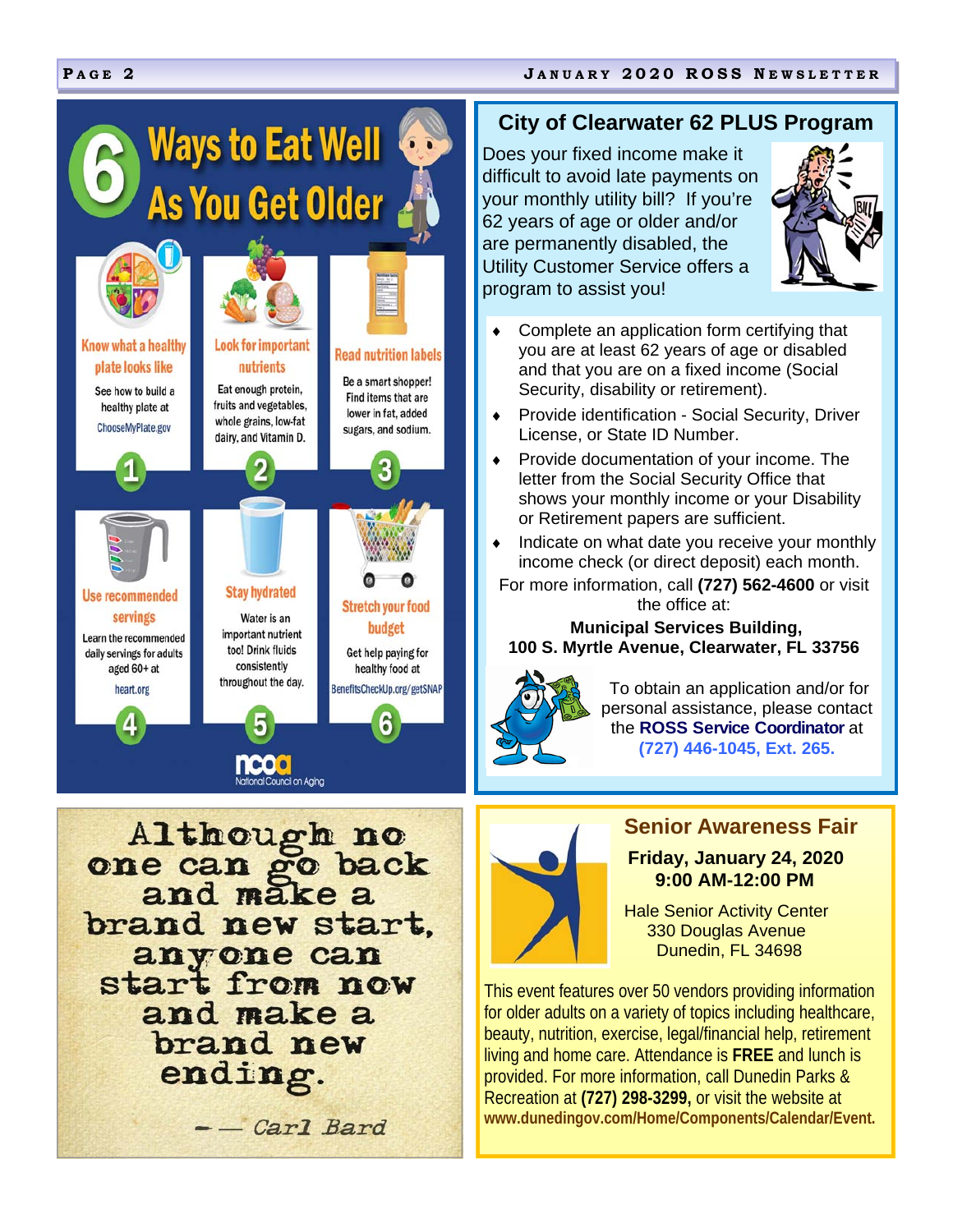# 6 Ways to Eat Well As You Get Older

**1. Know what a healthy plate looks like**
See how to build a healthy plate at ChooseMyPlate.gov

**2. Look for important nutrients**
Eat enough protein, fruits and vegetables, whole grains, low-fat dairy, and Vitamin D.

**3. Read nutrition labels**
Be a smart shopper! Find items that are lower in fat, added sugars, and sodium.

**4. Use recommended servings**
Learn the recommended daily servings for adults aged 60+ at heart.org

**5. Stay hydrated**
Water is an important nutrient too! Drink fluids consistently throughout the day.

**6. Stretch your food budget**
Get help paying for healthy food at BenefitsCheckUp.org/getSNAP

ncoa National Council on Aging

## City of Clearwater 62 PLUS Program

Does your fixed income make it difficult to avoid late payments on your monthly utility bill? If you're 62 years of age or older and/or are permanently disabled, the Utility Customer Service offers a program to assist you!

- Complete an application form certifying that you are at least 62 years of age or disabled and that you are on a fixed income (Social Security, disability or retirement).
- Provide identification - Social Security, Driver License, or State ID Number.
- Provide documentation of your income. The letter from the Social Security Office that shows your monthly income or your Disability or Retirement papers are sufficient.
- Indicate on what date you receive your monthly income check (or direct deposit) each month.

For more information, call **(727) 562-4600** or visit the office at:

**Municipal Services Building,**
**100 S. Myrtle Avenue, Clearwater, FL 33756**

To obtain an application and/or for personal assistance, please contact the **ROSS Service Coordinator** at **(727) 446-1045, Ext. 265.**

Although no one can go back and make a brand new start, anyone can start from now and make a brand new ending.

— Carl Bard

## Senior Awareness Fair

**Friday, January 24, 2020**
**9:00 AM-12:00 PM**

Hale Senior Activity Center
330 Douglas Avenue
Dunedin, FL 34698

This event features over 50 vendors providing information for older adults on a variety of topics including healthcare, beauty, nutrition, exercise, legal/financial help, retirement living and home care. Attendance is **FREE** and lunch is provided. For more information, call Dunedin Parks & Recreation at **(727) 298-3299,** or visit the website at **www.dunedingov.com/Home/Components/Calendar/Event.**